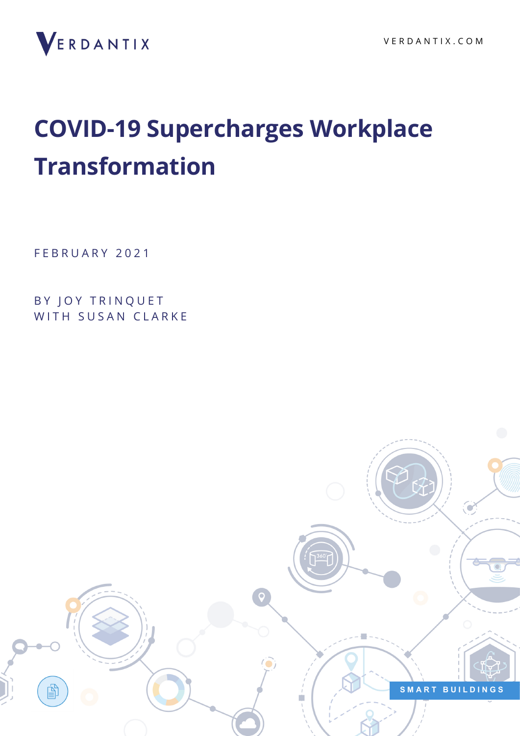VERDANTIX

VERDANTIX.COM

# COVID-19 Supercharges Workplace Transformation

FEBRUARY 2021

BY JOY TRINQUET
WITH SUSAN CLARKE

SMART BUILDINGS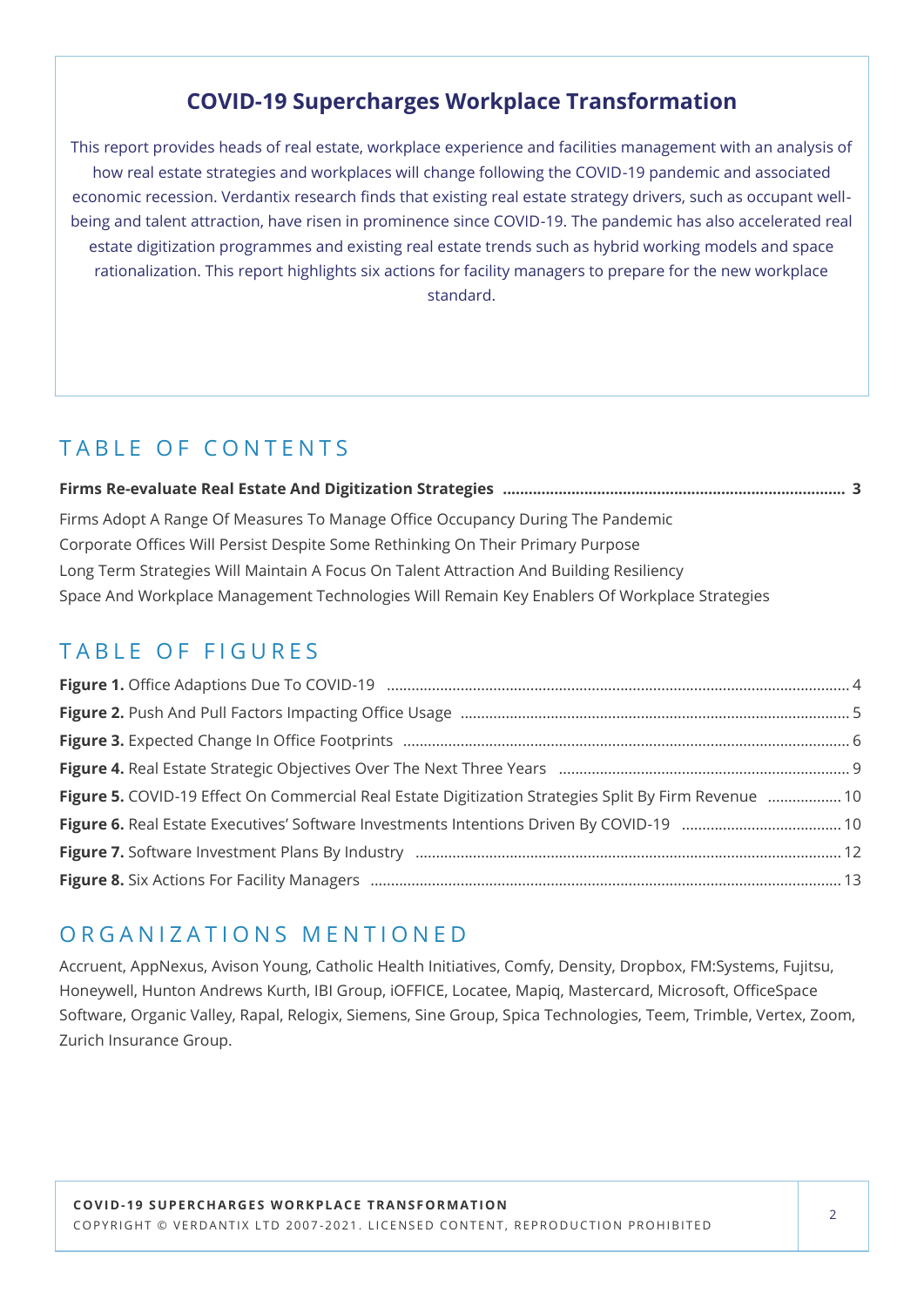## COVID-19 Supercharges Workplace Transformation

This report provides heads of real estate, workplace experience and facilities management with an analysis of how real estate strategies and workplaces will change following the COVID-19 pandemic and associated economic recession. Verdantix research finds that existing real estate strategy drivers, such as occupant well-being and talent attraction, have risen in prominence since COVID-19. The pandemic has also accelerated real estate digitization programmes and existing real estate trends such as hybrid working models and space rationalization. This report highlights six actions for facility managers to prepare for the new workplace standard.

## TABLE OF CONTENTS

**Firms Re-evaluate Real Estate And Digitization Strategies ..... 3**

Firms Adopt A Range Of Measures To Manage Office Occupancy During The Pandemic
Corporate Offices Will Persist Despite Some Rethinking On Their Primary Purpose
Long Term Strategies Will Maintain A Focus On Talent Attraction And Building Resiliency
Space And Workplace Management Technologies Will Remain Key Enablers Of Workplace Strategies

## TABLE OF FIGURES

**Figure 1.** Office Adaptions Due To COVID-19 ..... 4
**Figure 2.** Push And Pull Factors Impacting Office Usage ..... 5
**Figure 3.** Expected Change In Office Footprints ..... 6
**Figure 4.** Real Estate Strategic Objectives Over The Next Three Years ..... 9
**Figure 5.** COVID-19 Effect On Commercial Real Estate Digitization Strategies Split By Firm Revenue ..... 10
**Figure 6.** Real Estate Executives' Software Investments Intentions Driven By COVID-19 ..... 10
**Figure 7.** Software Investment Plans By Industry ..... 12
**Figure 8.** Six Actions For Facility Managers ..... 13

## ORGANIZATIONS MENTIONED

Accruent, AppNexus, Avison Young, Catholic Health Initiatives, Comfy, Density, Dropbox, FM:Systems, Fujitsu, Honeywell, Hunton Andrews Kurth, IBI Group, iOFFICE, Locatee, Mapiq, Mastercard, Microsoft, OfficeSpace Software, Organic Valley, Rapal, Relogix, Siemens, Sine Group, Spica Technologies, Teem, Trimble, Vertex, Zoom, Zurich Insurance Group.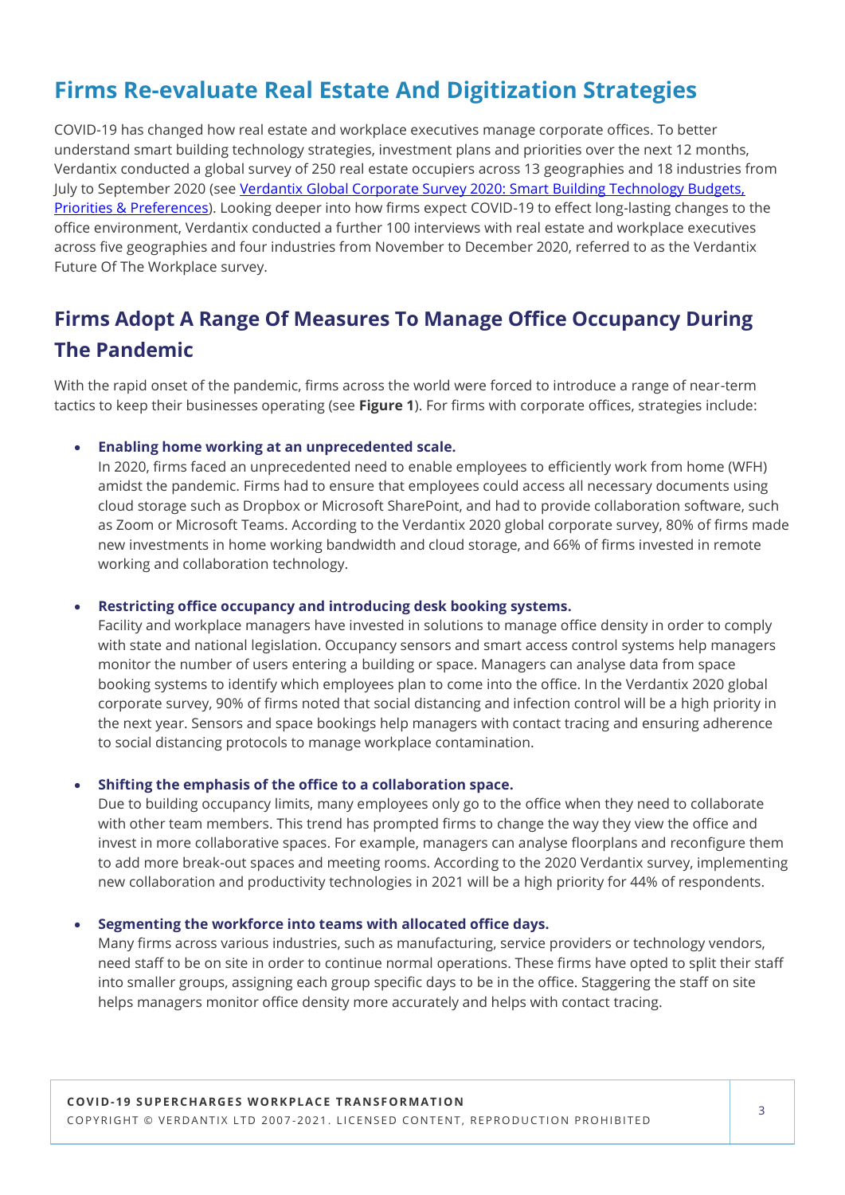# Firms Re-evaluate Real Estate And Digitization Strategies

COVID-19 has changed how real estate and workplace executives manage corporate offices. To better understand smart building technology strategies, investment plans and priorities over the next 12 months, Verdantix conducted a global survey of 250 real estate occupiers across 13 geographies and 18 industries from July to September 2020 (see [Verdantix Global Corporate Survey 2020: Smart Building Technology Budgets, Priorities & Preferences]()). Looking deeper into how firms expect COVID-19 to effect long-lasting changes to the office environment, Verdantix conducted a further 100 interviews with real estate and workplace executives across five geographies and four industries from November to December 2020, referred to as the Verdantix Future Of The Workplace survey.

## Firms Adopt A Range Of Measures To Manage Office Occupancy During The Pandemic

With the rapid onset of the pandemic, firms across the world were forced to introduce a range of near-term tactics to keep their businesses operating (see **Figure 1**). For firms with corporate offices, strategies include:

- **Enabling home working at an unprecedented scale.**
  In 2020, firms faced an unprecedented need to enable employees to efficiently work from home (WFH) amidst the pandemic. Firms had to ensure that employees could access all necessary documents using cloud storage such as Dropbox or Microsoft SharePoint, and had to provide collaboration software, such as Zoom or Microsoft Teams. According to the Verdantix 2020 global corporate survey, 80% of firms made new investments in home working bandwidth and cloud storage, and 66% of firms invested in remote working and collaboration technology.

- **Restricting office occupancy and introducing desk booking systems.**
  Facility and workplace managers have invested in solutions to manage office density in order to comply with state and national legislation. Occupancy sensors and smart access control systems help managers monitor the number of users entering a building or space. Managers can analyse data from space booking systems to identify which employees plan to come into the office. In the Verdantix 2020 global corporate survey, 90% of firms noted that social distancing and infection control will be a high priority in the next year. Sensors and space bookings help managers with contact tracing and ensuring adherence to social distancing protocols to manage workplace contamination.

- **Shifting the emphasis of the office to a collaboration space.**
  Due to building occupancy limits, many employees only go to the office when they need to collaborate with other team members. This trend has prompted firms to change the way they view the office and invest in more collaborative spaces. For example, managers can analyse floorplans and reconfigure them to add more break-out spaces and meeting rooms. According to the 2020 Verdantix survey, implementing new collaboration and productivity technologies in 2021 will be a high priority for 44% of respondents.

- **Segmenting the workforce into teams with allocated office days.**
  Many firms across various industries, such as manufacturing, service providers or technology vendors, need staff to be on site in order to continue normal operations. These firms have opted to split their staff into smaller groups, assigning each group specific days to be in the office. Staggering the staff on site helps managers monitor office density more accurately and helps with contact tracing.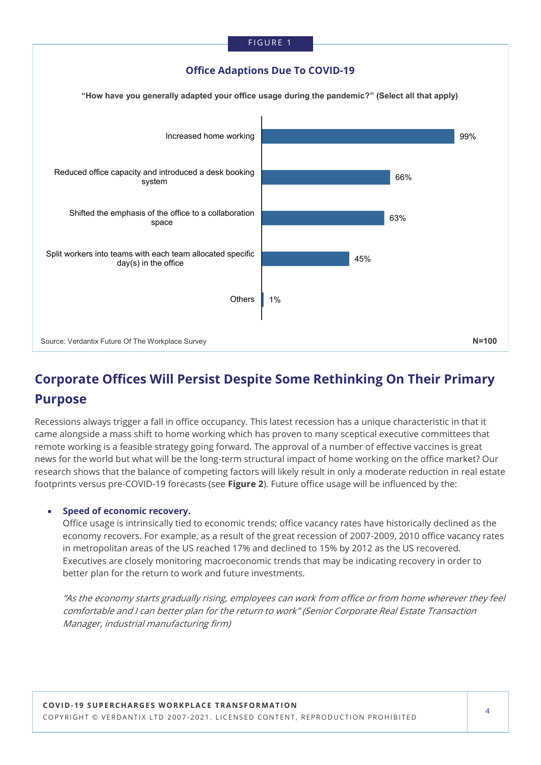FIGURE 1

**Office Adaptions Due To COVID-19**

**"How have you generally adapted your office usage during the pandemic?" (Select all that apply)**

| Response | Percentage |
| --- | --- |
| Increased home working | 99% |
| Reduced office capacity and introduced a desk booking system | 66% |
| Shifted the emphasis of the office to a collaboration space | 63% |
| Split workers into teams with each team allocated specific day(s) in the office | 45% |
| Others | 1% |

Source: Verdantix Future Of The Workplace Survey

**N=100**

## Corporate Offices Will Persist Despite Some Rethinking On Their Primary Purpose

Recessions always trigger a fall in office occupancy. This latest recession has a unique characteristic in that it came alongside a mass shift to home working which has proven to many sceptical executive committees that remote working is a feasible strategy going forward. The approval of a number of effective vaccines is great news for the world but what will be the long-term structural impact of home working on the office market? Our research shows that the balance of competing factors will likely result in only a moderate reduction in real estate footprints versus pre-COVID-19 forecasts (see **Figure 2**). Future office usage will be influenced by the:

- **Speed of economic recovery.**
  Office usage is intrinsically tied to economic trends; office vacancy rates have historically declined as the economy recovers. For example, as a result of the great recession of 2007-2009, 2010 office vacancy rates in metropolitan areas of the US reached 17% and declined to 15% by 2012 as the US recovered. Executives are closely monitoring macroeconomic trends that may be indicating recovery in order to better plan for the return to work and future investments.

  *"As the economy starts gradually rising, employees can work from office or from home wherever they feel comfortable and I can better plan for the return to work" (Senior Corporate Real Estate Transaction Manager, industrial manufacturing firm)*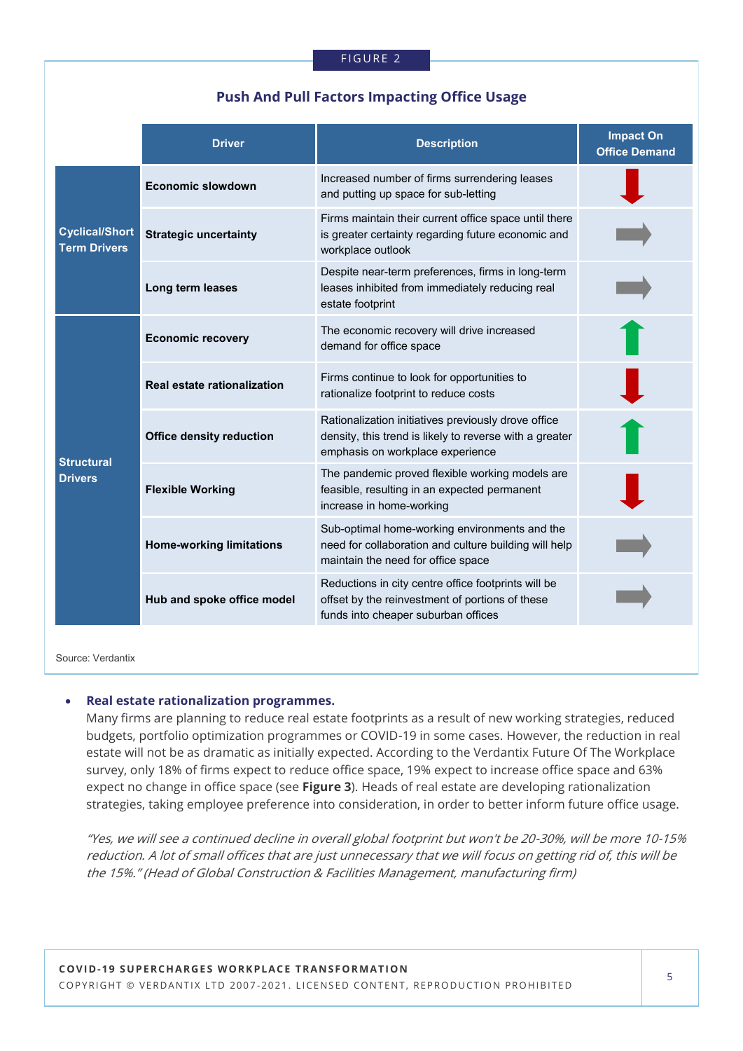FIGURE 2

**Push And Pull Factors Impacting Office Usage**

| | Driver | Description | Impact On Office Demand |
|---|---|---|---|
| Cyclical/Short Term Drivers | **Economic slowdown** | Increased number of firms surrendering leases and putting up space for sub-letting | ↓ |
| | **Strategic uncertainty** | Firms maintain their current office space until there is greater certainty regarding future economic and workplace outlook | → |
| | **Long term leases** | Despite near-term preferences, firms in long-term leases inhibited from immediately reducing real estate footprint | → |
| Structural Drivers | **Economic recovery** | The economic recovery will drive increased demand for office space | ↑ |
| | **Real estate rationalization** | Firms continue to look for opportunities to rationalize footprint to reduce costs | ↓ |
| | **Office density reduction** | Rationalization initiatives previously drove office density, this trend is likely to reverse with a greater emphasis on workplace experience | ↑ |
| | **Flexible Working** | The pandemic proved flexible working models are feasible, resulting in an expected permanent increase in home-working | ↓ |
| | **Home-working limitations** | Sub-optimal home-working environments and the need for collaboration and culture building will help maintain the need for office space | → |
| | **Hub and spoke office model** | Reductions in city centre office footprints will be offset by the reinvestment of portions of these funds into cheaper suburban offices | → |

Source: Verdantix

- **Real estate rationalization programmes.**
  Many firms are planning to reduce real estate footprints as a result of new working strategies, reduced budgets, portfolio optimization programmes or COVID-19 in some cases. However, the reduction in real estate will not be as dramatic as initially expected. According to the Verdantix Future Of The Workplace survey, only 18% of firms expect to reduce office space, 19% expect to increase office space and 63% expect no change in office space (see **Figure 3**). Heads of real estate are developing rationalization strategies, taking employee preference into consideration, in order to better inform future office usage.

  *"Yes, we will see a continued decline in overall global footprint but won't be 20-30%, will be more 10-15% reduction. A lot of small offices that are just unnecessary that we will focus on getting rid of, this will be the 15%." (Head of Global Construction & Facilities Management, manufacturing firm)*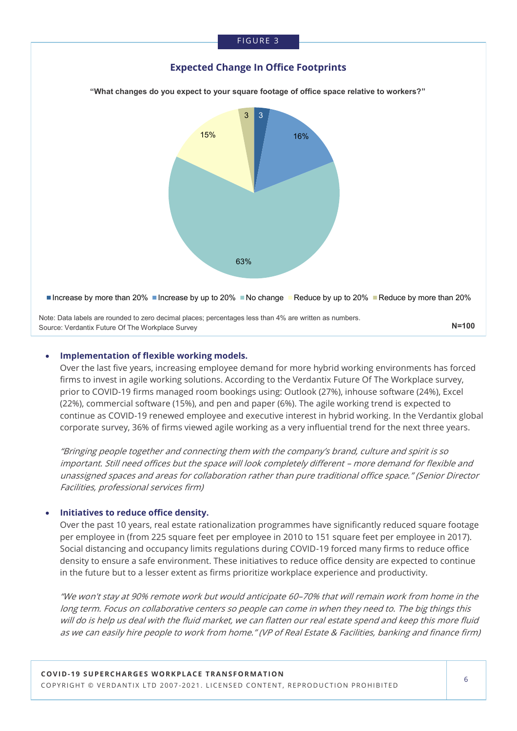FIGURE 3

**Expected Change In Office Footprints**

**"What changes do you expect to your square footage of office space relative to workers?"**

| Response | Share |
|---|---|
| Increase by more than 20% | 3 |
| Increase by up to 20% | 16% |
| No change | 63% |
| Reduce by up to 20% | 15% |
| Reduce by more than 20% | 3 |

Note: Data labels are rounded to zero decimal places; percentages less than 4% are written as numbers.
Source: Verdantix Future Of The Workplace Survey

**N=100**

- **Implementation of flexible working models.**
  Over the last five years, increasing employee demand for more hybrid working environments has forced firms to invest in agile working solutions. According to the Verdantix Future Of The Workplace survey, prior to COVID-19 firms managed room bookings using: Outlook (27%), inhouse software (24%), Excel (22%), commercial software (15%), and pen and paper (6%). The agile working trend is expected to continue as COVID-19 renewed employee and executive interest in hybrid working. In the Verdantix global corporate survey, 36% of firms viewed agile working as a very influential trend for the next three years.

  *"Bringing people together and connecting them with the company's brand, culture and spirit is so important. Still need offices but the space will look completely different – more demand for flexible and unassigned spaces and areas for collaboration rather than pure traditional office space." (Senior Director Facilities, professional services firm)*

- **Initiatives to reduce office density.**
  Over the past 10 years, real estate rationalization programmes have significantly reduced square footage per employee in (from 225 square feet per employee in 2010 to 151 square feet per employee in 2017). Social distancing and occupancy limits regulations during COVID-19 forced many firms to reduce office density to ensure a safe environment. These initiatives to reduce office density are expected to continue in the future but to a lesser extent as firms prioritize workplace experience and productivity.

  *"We won't stay at 90% remote work but would anticipate 60–70% that will remain work from home in the long term. Focus on collaborative centers so people can come in when they need to. The big things this will do is help us deal with the fluid market, we can flatten our real estate spend and keep this more fluid as we can easily hire people to work from home." (VP of Real Estate & Facilities, banking and finance firm)*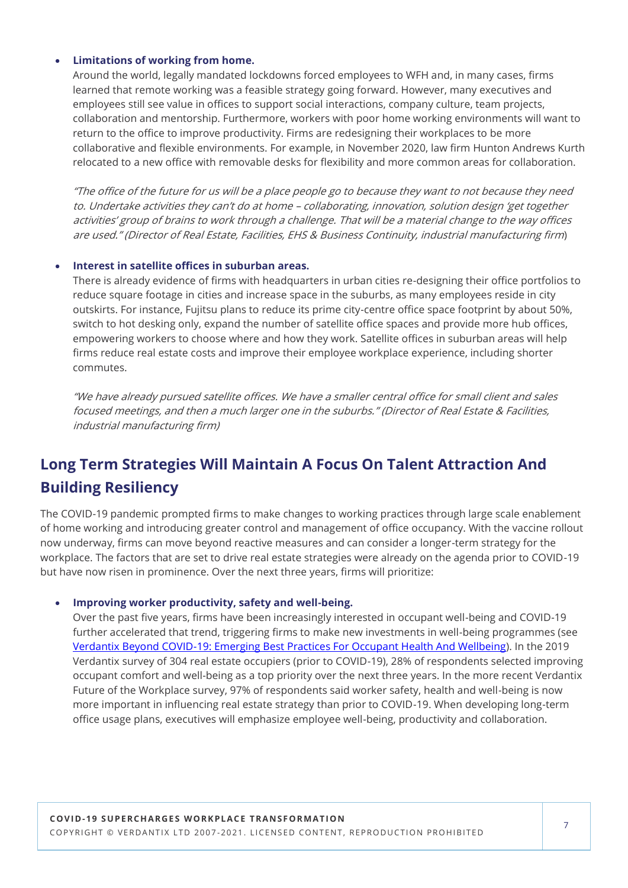- **Limitations of working from home.**
  Around the world, legally mandated lockdowns forced employees to WFH and, in many cases, firms learned that remote working was a feasible strategy going forward. However, many executives and employees still see value in offices to support social interactions, company culture, team projects, collaboration and mentorship. Furthermore, workers with poor home working environments will want to return to the office to improve productivity. Firms are redesigning their workplaces to be more collaborative and flexible environments. For example, in November 2020, law firm Hunton Andrews Kurth relocated to a new office with removable desks for flexibility and more common areas for collaboration.

  *"The office of the future for us will be a place people go to because they want to not because they need to. Undertake activities they can't do at home – collaborating, innovation, solution design 'get together activities' group of brains to work through a challenge. That will be a material change to the way offices are used." (Director of Real Estate, Facilities, EHS & Business Continuity, industrial manufacturing firm)*

- **Interest in satellite offices in suburban areas.**
  There is already evidence of firms with headquarters in urban cities re-designing their office portfolios to reduce square footage in cities and increase space in the suburbs, as many employees reside in city outskirts. For instance, Fujitsu plans to reduce its prime city-centre office space footprint by about 50%, switch to hot desking only, expand the number of satellite office spaces and provide more hub offices, empowering workers to choose where and how they work. Satellite offices in suburban areas will help firms reduce real estate costs and improve their employee workplace experience, including shorter commutes.

  *"We have already pursued satellite offices. We have a smaller central office for small client and sales focused meetings, and then a much larger one in the suburbs." (Director of Real Estate & Facilities, industrial manufacturing firm)*

## Long Term Strategies Will Maintain A Focus On Talent Attraction And Building Resiliency

The COVID-19 pandemic prompted firms to make changes to working practices through large scale enablement of home working and introducing greater control and management of office occupancy. With the vaccine rollout now underway, firms can move beyond reactive measures and can consider a longer-term strategy for the workplace. The factors that are set to drive real estate strategies were already on the agenda prior to COVID-19 but have now risen in prominence. Over the next three years, firms will prioritize:

- **Improving worker productivity, safety and well-being.**
  Over the past five years, firms have been increasingly interested in occupant well-being and COVID-19 further accelerated that trend, triggering firms to make new investments in well-being programmes (see Verdantix Beyond COVID-19: Emerging Best Practices For Occupant Health And Wellbeing). In the 2019 Verdantix survey of 304 real estate occupiers (prior to COVID-19), 28% of respondents selected improving occupant comfort and well-being as a top priority over the next three years. In the more recent Verdantix Future of the Workplace survey, 97% of respondents said worker safety, health and well-being is now more important in influencing real estate strategy than prior to COVID-19. When developing long-term office usage plans, executives will emphasize employee well-being, productivity and collaboration.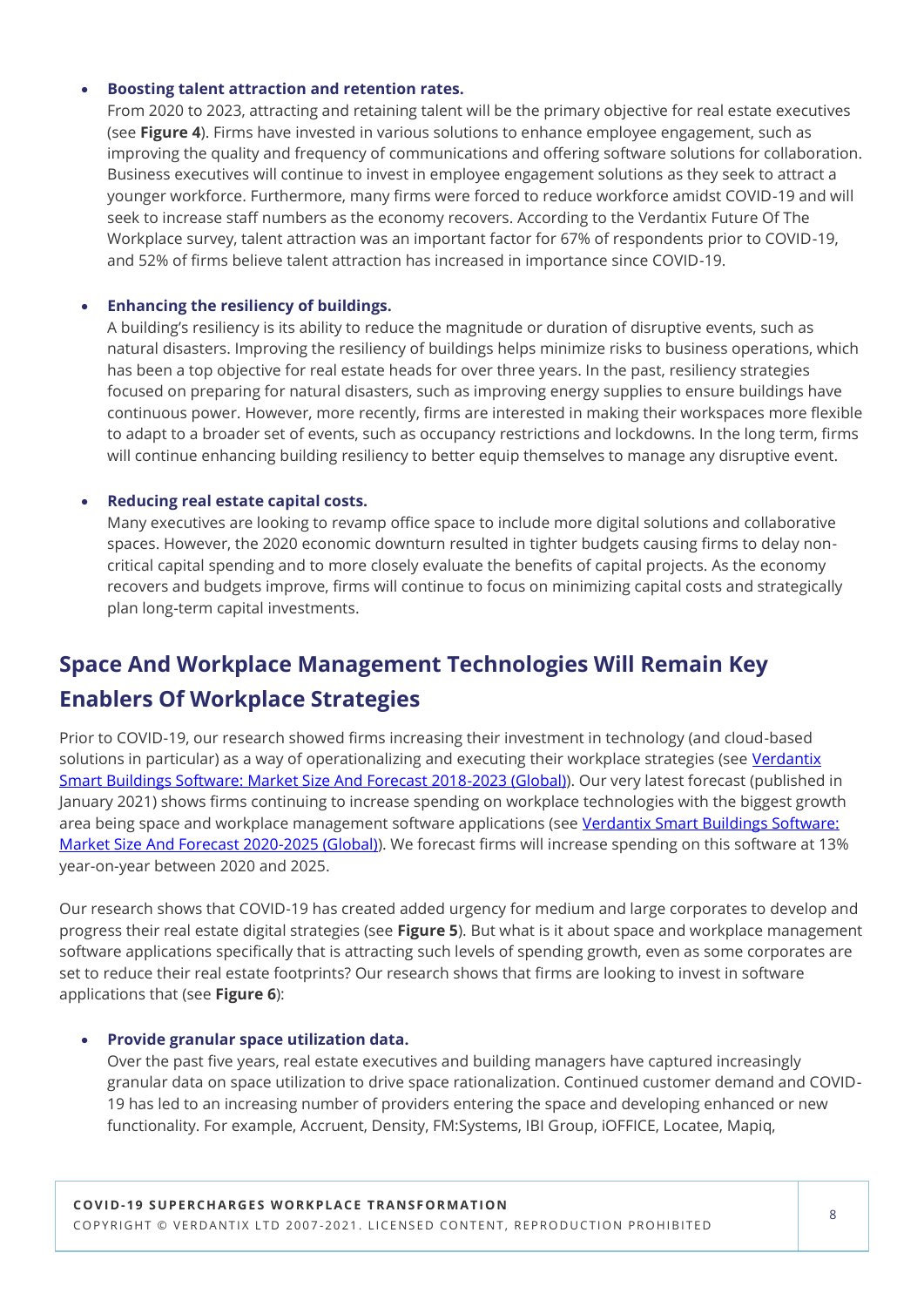- **Boosting talent attraction and retention rates.**
  From 2020 to 2023, attracting and retaining talent will be the primary objective for real estate executives (see **Figure 4**). Firms have invested in various solutions to enhance employee engagement, such as improving the quality and frequency of communications and offering software solutions for collaboration. Business executives will continue to invest in employee engagement solutions as they seek to attract a younger workforce. Furthermore, many firms were forced to reduce workforce amidst COVID-19 and will seek to increase staff numbers as the economy recovers. According to the Verdantix Future Of The Workplace survey, talent attraction was an important factor for 67% of respondents prior to COVID-19, and 52% of firms believe talent attraction has increased in importance since COVID-19.

- **Enhancing the resiliency of buildings.**
  A building's resiliency is its ability to reduce the magnitude or duration of disruptive events, such as natural disasters. Improving the resiliency of buildings helps minimize risks to business operations, which has been a top objective for real estate heads for over three years. In the past, resiliency strategies focused on preparing for natural disasters, such as improving energy supplies to ensure buildings have continuous power. However, more recently, firms are interested in making their workspaces more flexible to adapt to a broader set of events, such as occupancy restrictions and lockdowns. In the long term, firms will continue enhancing building resiliency to better equip themselves to manage any disruptive event.

- **Reducing real estate capital costs.**
  Many executives are looking to revamp office space to include more digital solutions and collaborative spaces. However, the 2020 economic downturn resulted in tighter budgets causing firms to delay non-critical capital spending and to more closely evaluate the benefits of capital projects. As the economy recovers and budgets improve, firms will continue to focus on minimizing capital costs and strategically plan long-term capital investments.

## Space And Workplace Management Technologies Will Remain Key Enablers Of Workplace Strategies

Prior to COVID-19, our research showed firms increasing their investment in technology (and cloud-based solutions in particular) as a way of operationalizing and executing their workplace strategies (see Verdantix Smart Buildings Software: Market Size And Forecast 2018-2023 (Global)). Our very latest forecast (published in January 2021) shows firms continuing to increase spending on workplace technologies with the biggest growth area being space and workplace management software applications (see Verdantix Smart Buildings Software: Market Size And Forecast 2020-2025 (Global)). We forecast firms will increase spending on this software at 13% year-on-year between 2020 and 2025.

Our research shows that COVID-19 has created added urgency for medium and large corporates to develop and progress their real estate digital strategies (see **Figure 5**). But what is it about space and workplace management software applications specifically that is attracting such levels of spending growth, even as some corporates are set to reduce their real estate footprints? Our research shows that firms are looking to invest in software applications that (see **Figure 6**):

- **Provide granular space utilization data.**
  Over the past five years, real estate executives and building managers have captured increasingly granular data on space utilization to drive space rationalization. Continued customer demand and COVID-19 has led to an increasing number of providers entering the space and developing enhanced or new functionality. For example, Accruent, Density, FM:Systems, IBI Group, iOFFICE, Locatee, Mapiq,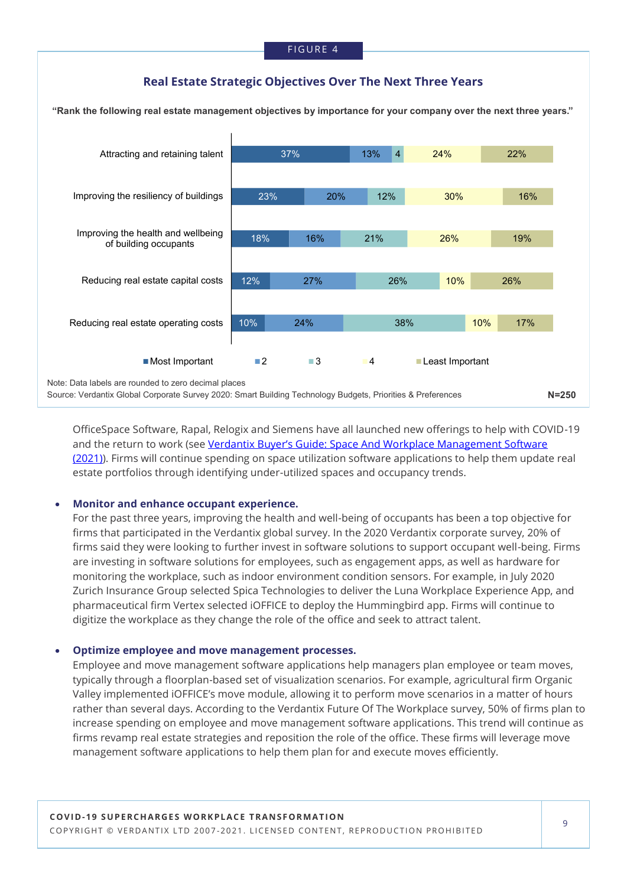FIGURE 4

**Real Estate Strategic Objectives Over The Next Three Years**

**"Rank the following real estate management objectives by importance for your company over the next three years."**

| Objective | Most Important | 2 | 3 | 4 | Least Important |
|---|---|---|---|---|---|
| Attracting and retaining talent | 37% | 13% | 4 | 24% | 22% |
| Improving the resiliency of buildings | 23% | 20% | 12% | 30% | 16% |
| Improving the health and wellbeing of building occupants | 18% | 16% | 21% | 26% | 19% |
| Reducing real estate capital costs | 12% | 27% | 26% | 10% | 26% |
| Reducing real estate operating costs | 10% | 24% | 38% | 10% | 17% |

Note: Data labels are rounded to zero decimal places

Source: Verdantix Global Corporate Survey 2020: Smart Building Technology Budgets, Priorities & Preferences

N=250

OfficeSpace Software, Rapal, Relogix and Siemens have all launched new offerings to help with COVID-19 and the return to work (see Verdantix Buyer's Guide: Space And Workplace Management Software (2021)). Firms will continue spending on space utilization software applications to help them update real estate portfolios through identifying under-utilized spaces and occupancy trends.

- **Monitor and enhance occupant experience.**
  For the past three years, improving the health and well-being of occupants has been a top objective for firms that participated in the Verdantix global survey. In the 2020 Verdantix corporate survey, 20% of firms said they were looking to further invest in software solutions to support occupant well-being. Firms are investing in software solutions for employees, such as engagement apps, as well as hardware for monitoring the workplace, such as indoor environment condition sensors. For example, in July 2020 Zurich Insurance Group selected Spica Technologies to deliver the Luna Workplace Experience App, and pharmaceutical firm Vertex selected iOFFICE to deploy the Hummingbird app. Firms will continue to digitize the workplace as they change the role of the office and seek to attract talent.

- **Optimize employee and move management processes.**
  Employee and move management software applications help managers plan employee or team moves, typically through a floorplan-based set of visualization scenarios. For example, agricultural firm Organic Valley implemented iOFFICE's move module, allowing it to perform move scenarios in a matter of hours rather than several days. According to the Verdantix Future Of The Workplace survey, 50% of firms plan to increase spending on employee and move management software applications. This trend will continue as firms revamp real estate strategies and reposition the role of the office. These firms will leverage move management software applications to help them plan for and execute moves efficiently.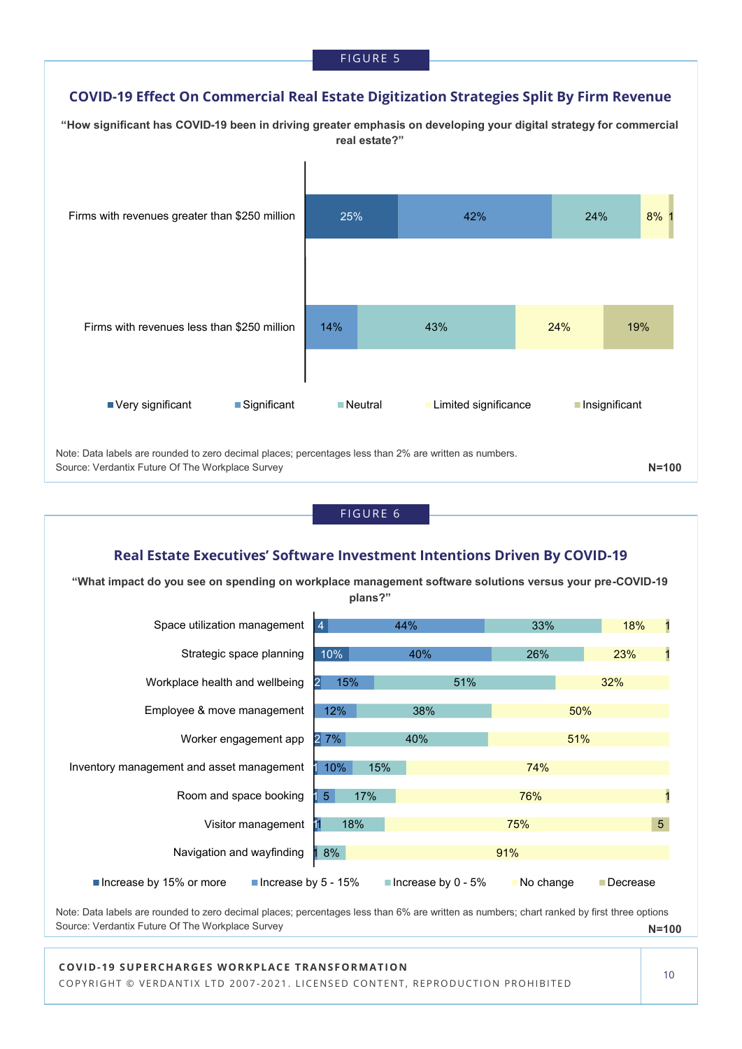FIGURE 5

## COVID-19 Effect On Commercial Real Estate Digitization Strategies Split By Firm Revenue

**"How significant has COVID-19 been in driving greater emphasis on developing your digital strategy for commercial real estate?"**

| | Very significant | Significant | Neutral | Limited significance | Insignificant |
|---|---|---|---|---|---|
| Firms with revenues greater than $250 million | 25% | 42% | 24% | 8% | 1 |
| Firms with revenues less than $250 million | | 14% | 43% | 24% | 19% |

Note: Data labels are rounded to zero decimal places; percentages less than 2% are written as numbers.
Source: Verdantix Future Of The Workplace Survey

N=100

FIGURE 6

## Real Estate Executives' Software Investment Intentions Driven By COVID-19

**"What impact do you see on spending on workplace management software solutions versus your pre-COVID-19 plans?"**

| | Increase by 15% or more | Increase by 5 - 15% | Increase by 0 - 5% | No change | Decrease |
|---|---|---|---|---|---|
| Space utilization management | 4 | 44% | 33% | 18% | 1 |
| Strategic space planning | 10% | 40% | 26% | 23% | 1 |
| Workplace health and wellbeing | 2 | 15% | 51% | 32% | |
| Employee & move management | | 12% | 38% | 50% | |
| Worker engagement app | 2 | 7% | 40% | 51% | |
| Inventory management and asset management | 1 | 10% | 15% | 74% | |
| Room and space booking | 1 | 5 | 17% | 76% | 1 |
| Visitor management | 1 | 1 | 18% | 75% | 5 |
| Navigation and wayfinding | | 1 | 8% | 91% | |

Note: Data labels are rounded to zero decimal places; percentages less than 6% are written as numbers; chart ranked by first three options
Source: Verdantix Future Of The Workplace Survey

N=100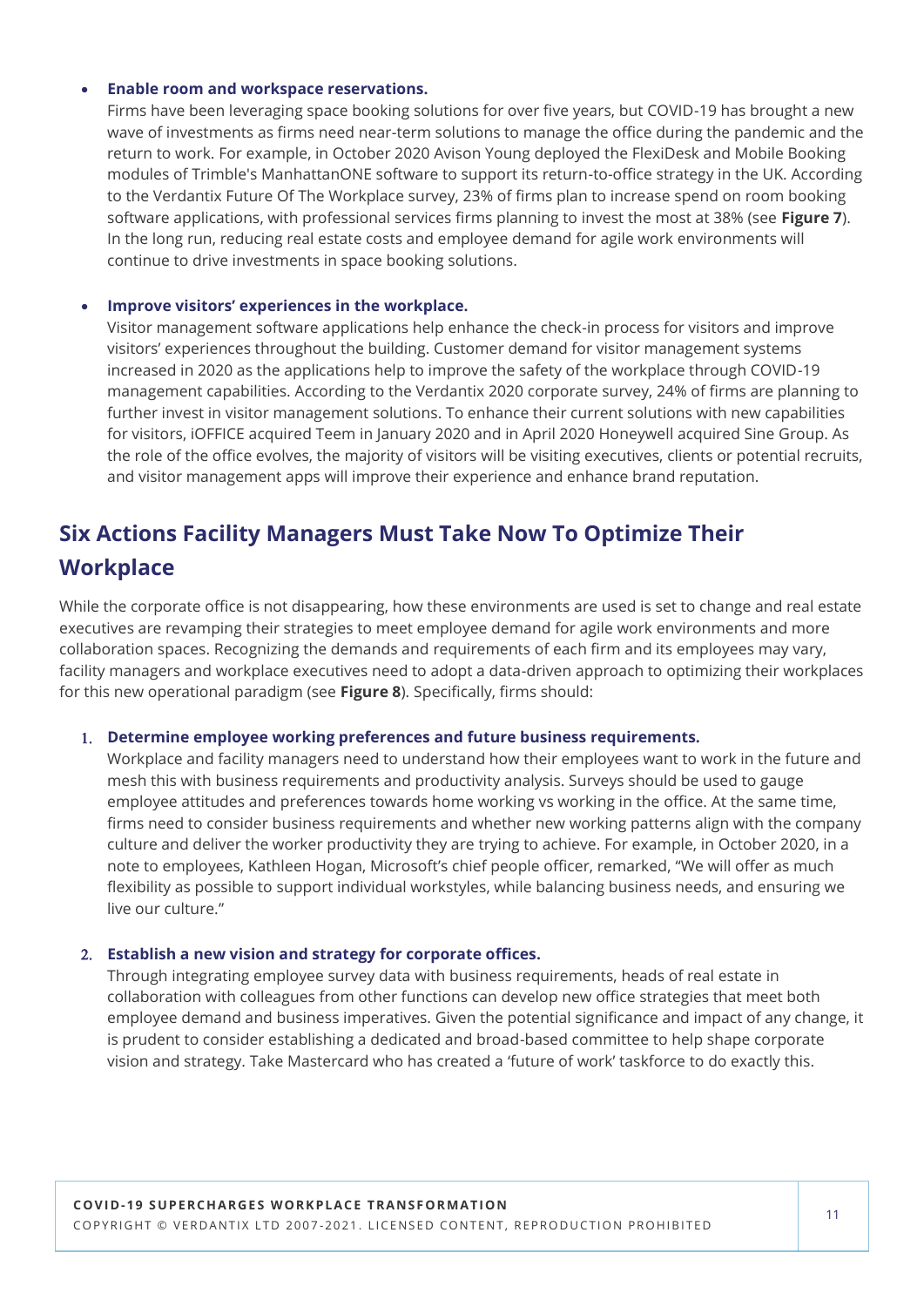- **Enable room and workspace reservations.**
  Firms have been leveraging space booking solutions for over five years, but COVID-19 has brought a new wave of investments as firms need near-term solutions to manage the office during the pandemic and the return to work. For example, in October 2020 Avison Young deployed the FlexiDesk and Mobile Booking modules of Trimble's ManhattanONE software to support its return-to-office strategy in the UK. According to the Verdantix Future Of The Workplace survey, 23% of firms plan to increase spend on room booking software applications, with professional services firms planning to invest the most at 38% (see **Figure 7**). In the long run, reducing real estate costs and employee demand for agile work environments will continue to drive investments in space booking solutions.

- **Improve visitors' experiences in the workplace.**
  Visitor management software applications help enhance the check-in process for visitors and improve visitors' experiences throughout the building. Customer demand for visitor management systems increased in 2020 as the applications help to improve the safety of the workplace through COVID-19 management capabilities. According to the Verdantix 2020 corporate survey, 24% of firms are planning to further invest in visitor management solutions. To enhance their current solutions with new capabilities for visitors, iOFFICE acquired Teem in January 2020 and in April 2020 Honeywell acquired Sine Group. As the role of the office evolves, the majority of visitors will be visiting executives, clients or potential recruits, and visitor management apps will improve their experience and enhance brand reputation.

## Six Actions Facility Managers Must Take Now To Optimize Their Workplace

While the corporate office is not disappearing, how these environments are used is set to change and real estate executives are revamping their strategies to meet employee demand for agile work environments and more collaboration spaces. Recognizing the demands and requirements of each firm and its employees may vary, facility managers and workplace executives need to adopt a data-driven approach to optimizing their workplaces for this new operational paradigm (see **Figure 8**). Specifically, firms should:

1. **Determine employee working preferences and future business requirements.**
   Workplace and facility managers need to understand how their employees want to work in the future and mesh this with business requirements and productivity analysis. Surveys should be used to gauge employee attitudes and preferences towards home working vs working in the office. At the same time, firms need to consider business requirements and whether new working patterns align with the company culture and deliver the worker productivity they are trying to achieve. For example, in October 2020, in a note to employees, Kathleen Hogan, Microsoft's chief people officer, remarked, "We will offer as much flexibility as possible to support individual workstyles, while balancing business needs, and ensuring we live our culture."

2. **Establish a new vision and strategy for corporate offices.**
   Through integrating employee survey data with business requirements, heads of real estate in collaboration with colleagues from other functions can develop new office strategies that meet both employee demand and business imperatives. Given the potential significance and impact of any change, it is prudent to consider establishing a dedicated and broad-based committee to help shape corporate vision and strategy. Take Mastercard who has created a 'future of work' taskforce to do exactly this.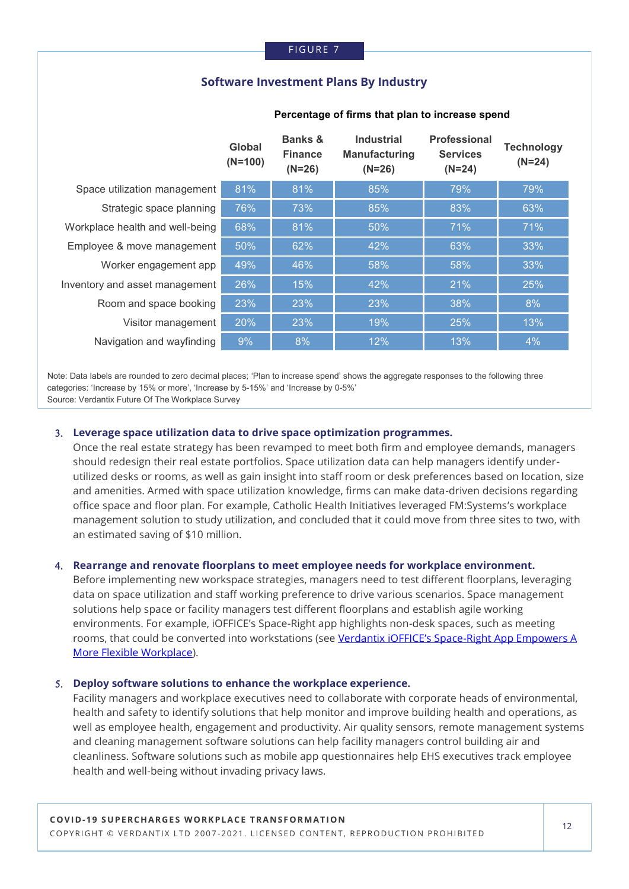FIGURE 7

**Software Investment Plans By Industry**

**Percentage of firms that plan to increase spend**

| | Global (N=100) | Banks & Finance (N=26) | Industrial Manufacturing (N=26) | Professional Services (N=24) | Technology (N=24) |
|---|---|---|---|---|---|
| Space utilization management | 81% | 81% | 85% | 79% | 79% |
| Strategic space planning | 76% | 73% | 85% | 83% | 63% |
| Workplace health and well-being | 68% | 81% | 50% | 71% | 71% |
| Employee & move management | 50% | 62% | 42% | 63% | 33% |
| Worker engagement app | 49% | 46% | 58% | 58% | 33% |
| Inventory and asset management | 26% | 15% | 42% | 21% | 25% |
| Room and space booking | 23% | 23% | 23% | 38% | 8% |
| Visitor management | 20% | 23% | 19% | 25% | 13% |
| Navigation and wayfinding | 9% | 8% | 12% | 13% | 4% |

Note: Data labels are rounded to zero decimal places; 'Plan to increase spend' shows the aggregate responses to the following three categories: 'Increase by 15% or more', 'Increase by 5-15%' and 'Increase by 0-5%'
Source: Verdantix Future Of The Workplace Survey

3. **Leverage space utilization data to drive space optimization programmes.**
   Once the real estate strategy has been revamped to meet both firm and employee demands, managers should redesign their real estate portfolios. Space utilization data can help managers identify under-utilized desks or rooms, as well as gain insight into staff room or desk preferences based on location, size and amenities. Armed with space utilization knowledge, firms can make data-driven decisions regarding office space and floor plan. For example, Catholic Health Initiatives leveraged FM:Systems's workplace management solution to study utilization, and concluded that it could move from three sites to two, with an estimated saving of $10 million.

4. **Rearrange and renovate floorplans to meet employee needs for workplace environment.**
   Before implementing new workspace strategies, managers need to test different floorplans, leveraging data on space utilization and staff working preference to drive various scenarios. Space management solutions help space or facility managers test different floorplans and establish agile working environments. For example, iOFFICE's Space-Right app highlights non-desk spaces, such as meeting rooms, that could be converted into workstations (see Verdantix iOFFICE's Space-Right App Empowers A More Flexible Workplace).

5. **Deploy software solutions to enhance the workplace experience.**
   Facility managers and workplace executives need to collaborate with corporate heads of environmental, health and safety to identify solutions that help monitor and improve building health and operations, as well as employee health, engagement and productivity. Air quality sensors, remote management systems and cleaning management software solutions can help facility managers control building air and cleanliness. Software solutions such as mobile app questionnaires help EHS executives track employee health and well-being without invading privacy laws.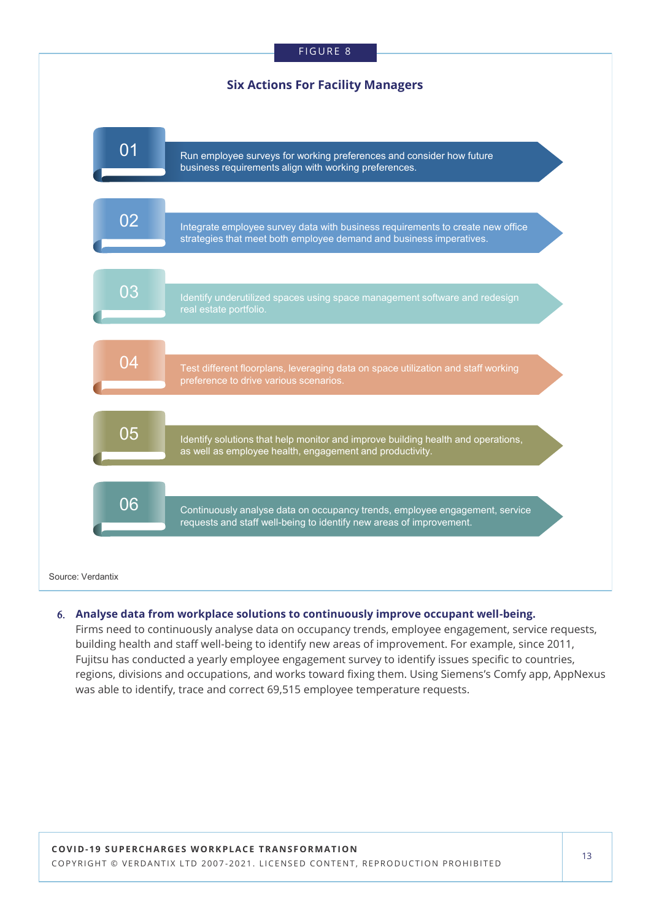FIGURE 8

**Six Actions For Facility Managers**

01 Run employee surveys for working preferences and consider how future business requirements align with working preferences.

02 Integrate employee survey data with business requirements to create new office strategies that meet both employee demand and business imperatives.

03 Identify underutilized spaces using space management software and redesign real estate portfolio.

04 Test different floorplans, leveraging data on space utilization and staff working preference to drive various scenarios.

05 Identify solutions that help monitor and improve building health and operations, as well as employee health, engagement and productivity.

06 Continuously analyse data on occupancy trends, employee engagement, service requests and staff well-being to identify new areas of improvement.

Source: Verdantix

6. **Analyse data from workplace solutions to continuously improve occupant well-being.** Firms need to continuously analyse data on occupancy trends, employee engagement, service requests, building health and staff well-being to identify new areas of improvement. For example, since 2011, Fujitsu has conducted a yearly employee engagement survey to identify issues specific to countries, regions, divisions and occupations, and works toward fixing them. Using Siemens's Comfy app, AppNexus was able to identify, trace and correct 69,515 employee temperature requests.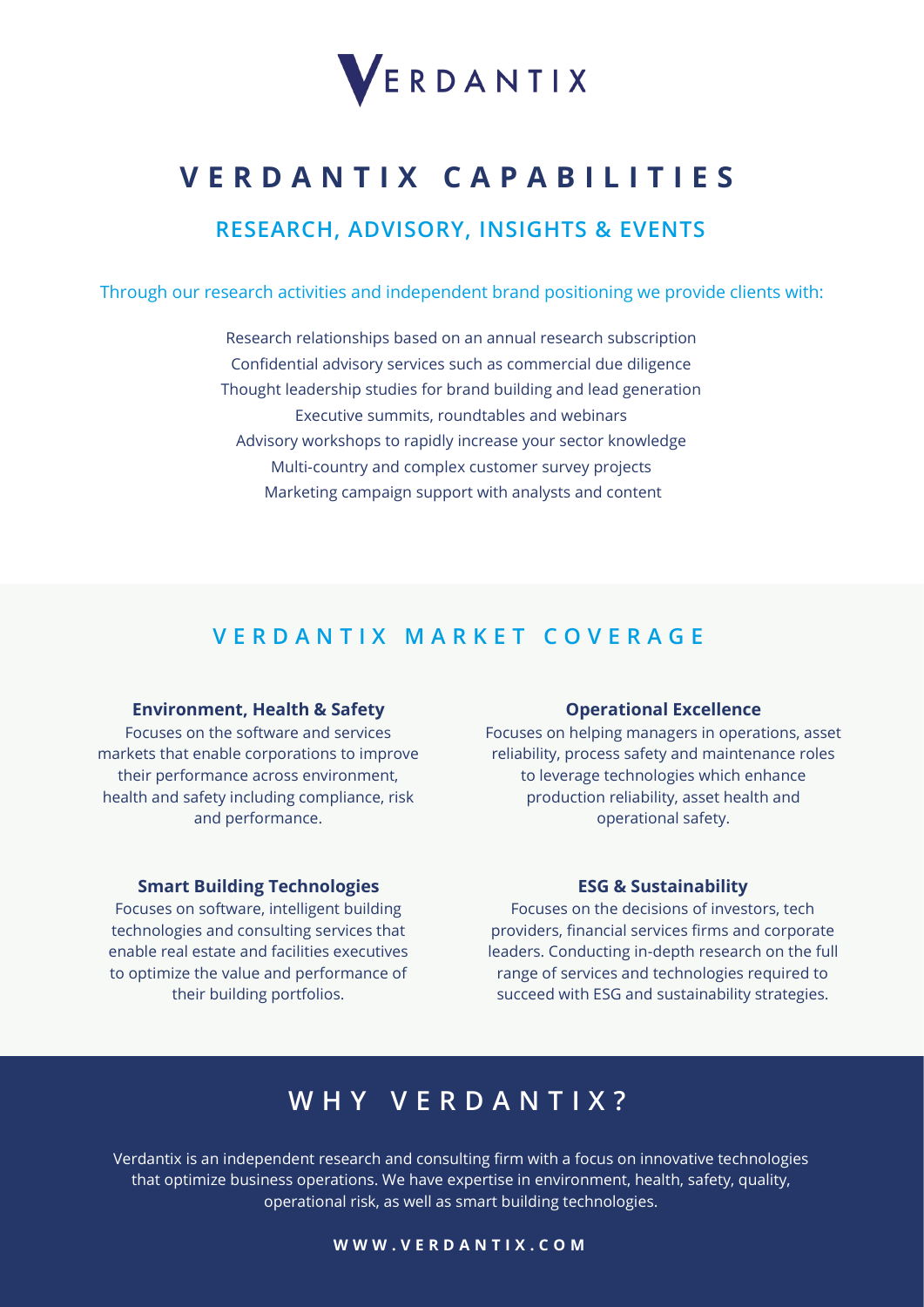# VERDANTIX

## VERDANTIX CAPABILITIES

### RESEARCH, ADVISORY, INSIGHTS & EVENTS

Through our research activities and independent brand positioning we provide clients with:

- Research relationships based on an annual research subscription
- Confidential advisory services such as commercial due diligence
- Thought leadership studies for brand building and lead generation
- Executive summits, roundtables and webinars
- Advisory workshops to rapidly increase your sector knowledge
- Multi-country and complex customer survey projects
- Marketing campaign support with analysts and content

## VERDANTIX MARKET COVERAGE

**Environment, Health & Safety**
Focuses on the software and services markets that enable corporations to improve their performance across environment, health and safety including compliance, risk and performance.

**Operational Excellence**
Focuses on helping managers in operations, asset reliability, process safety and maintenance roles to leverage technologies which enhance production reliability, asset health and operational safety.

**Smart Building Technologies**
Focuses on software, intelligent building technologies and consulting services that enable real estate and facilities executives to optimize the value and performance of their building portfolios.

**ESG & Sustainability**
Focuses on the decisions of investors, tech providers, financial services firms and corporate leaders. Conducting in-depth research on the full range of services and technologies required to succeed with ESG and sustainability strategies.

## WHY VERDANTIX?

Verdantix is an independent research and consulting firm with a focus on innovative technologies that optimize business operations. We have expertise in environment, health, safety, quality, operational risk, as well as smart building technologies.

**WWW.VERDANTIX.COM**